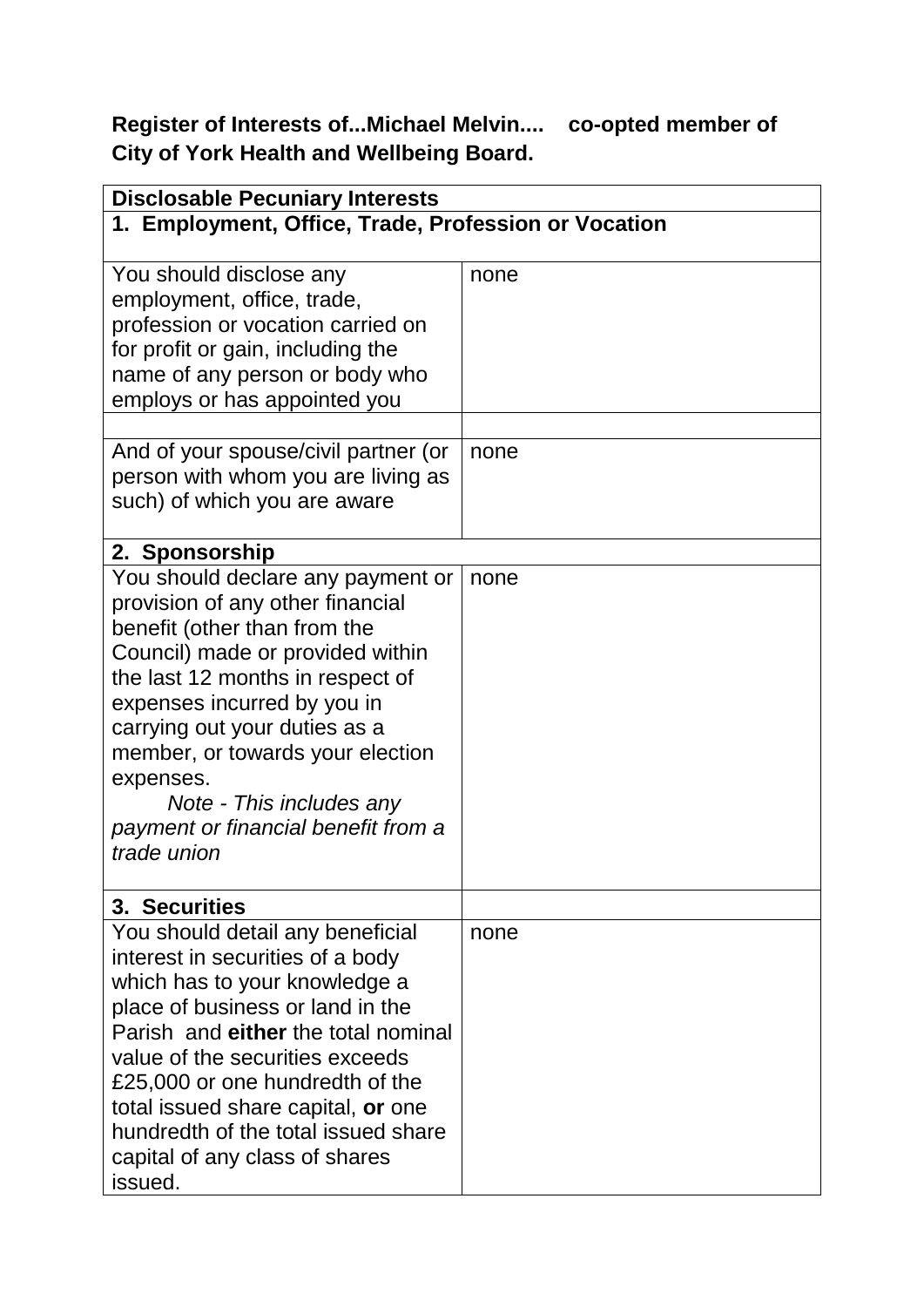**Register of Interests of...Michael Melvin.... co-opted member of City of York Health and Wellbeing Board.**

| **Disclosable Pecuniary Interests** | |
|---|---|
| **1. Employment, Office, Trade, Profession or Vocation** | |
| You should disclose any employment, office, trade, profession or vocation carried on for profit or gain, including the name of any person or body who employs or has appointed you | none |
| | |
| And of your spouse/civil partner (or person with whom you are living as such) of which you are aware | none |
| **2. Sponsorship** | |
| You should declare any payment or provision of any other financial benefit (other than from the Council) made or provided within the last 12 months in respect of expenses incurred by you in carrying out your duties as a member, or towards your election expenses. *Note - This includes any payment or financial benefit from a trade union* | none |
| **3. Securities** | |
| You should detail any beneficial interest in securities of a body which has to your knowledge a place of business or land in the Parish and **either** the total nominal value of the securities exceeds £25,000 or one hundredth of the total issued share capital, **or** one hundredth of the total issued share capital of any class of shares issued. | none |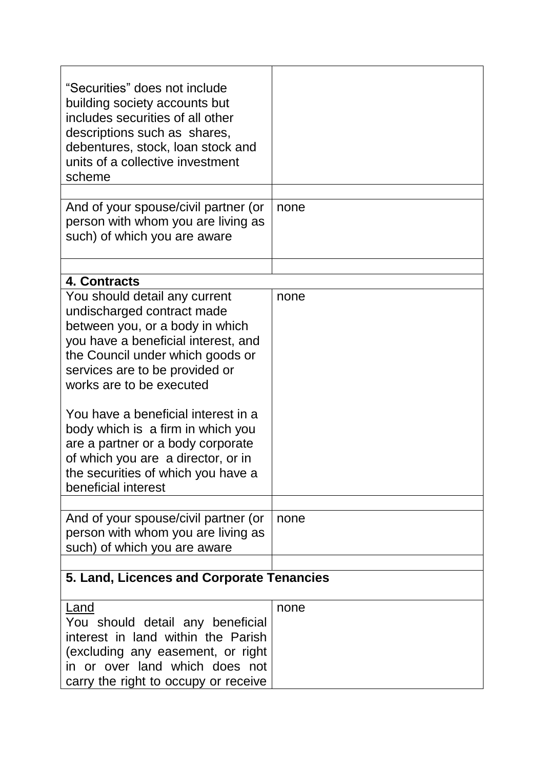| | |
|---|---|
| "Securities" does not include building society accounts but includes securities of all other descriptions such as shares, debentures, stock, loan stock and units of a collective investment scheme | |
| | |
| And of your spouse/civil partner (or person with whom you are living as such) of which you are aware | none |
| | |
| **4. Contracts** | |
| You should detail any current undischarged contract made between you, or a body in which you have a beneficial interest, and the Council under which goods or services are to be provided or works are to be executed<br><br>You have a beneficial interest in a body which is a firm in which you are a partner or a body corporate of which you are a director, or in the securities of which you have a beneficial interest | none |
| | |
| And of your spouse/civil partner (or person with whom you are living as such) of which you are aware | none |
| | |
| **5. Land, Licences and Corporate Tenancies** | |
| Land<br>You should detail any beneficial interest in land within the Parish (excluding any easement, or right in or over land which does not carry the right to occupy or receive | none |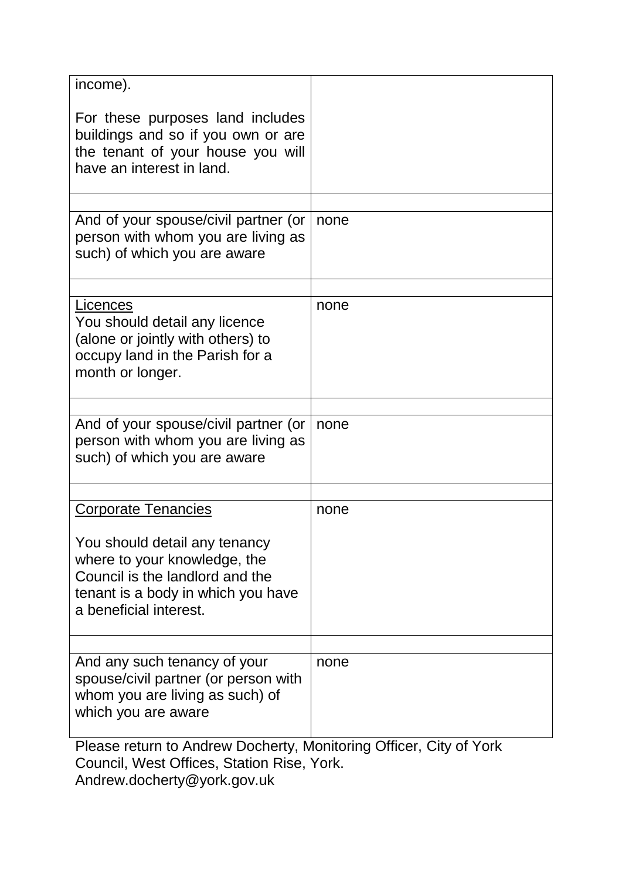| | |
|---|---|
| income).<br><br>For these purposes land includes buildings and so if you own or are the tenant of your house you will have an interest in land. | |
| | |
| And of your spouse/civil partner (or person with whom you are living as such) of which you are aware | none |
| | |
| Licences<br>You should detail any licence (alone or jointly with others) to occupy land in the Parish for a month or longer. | none |
| | |
| And of your spouse/civil partner (or person with whom you are living as such) of which you are aware | none |
| | |
| Corporate Tenancies<br><br>You should detail any tenancy where to your knowledge, the Council is the landlord and the tenant is a body in which you have a beneficial interest. | none |
| | |
| And any such tenancy of your spouse/civil partner (or person with whom you are living as such) of which you are aware | none |

Please return to Andrew Docherty, Monitoring Officer, City of York Council, West Offices, Station Rise, York.
Andrew.docherty@york.gov.uk